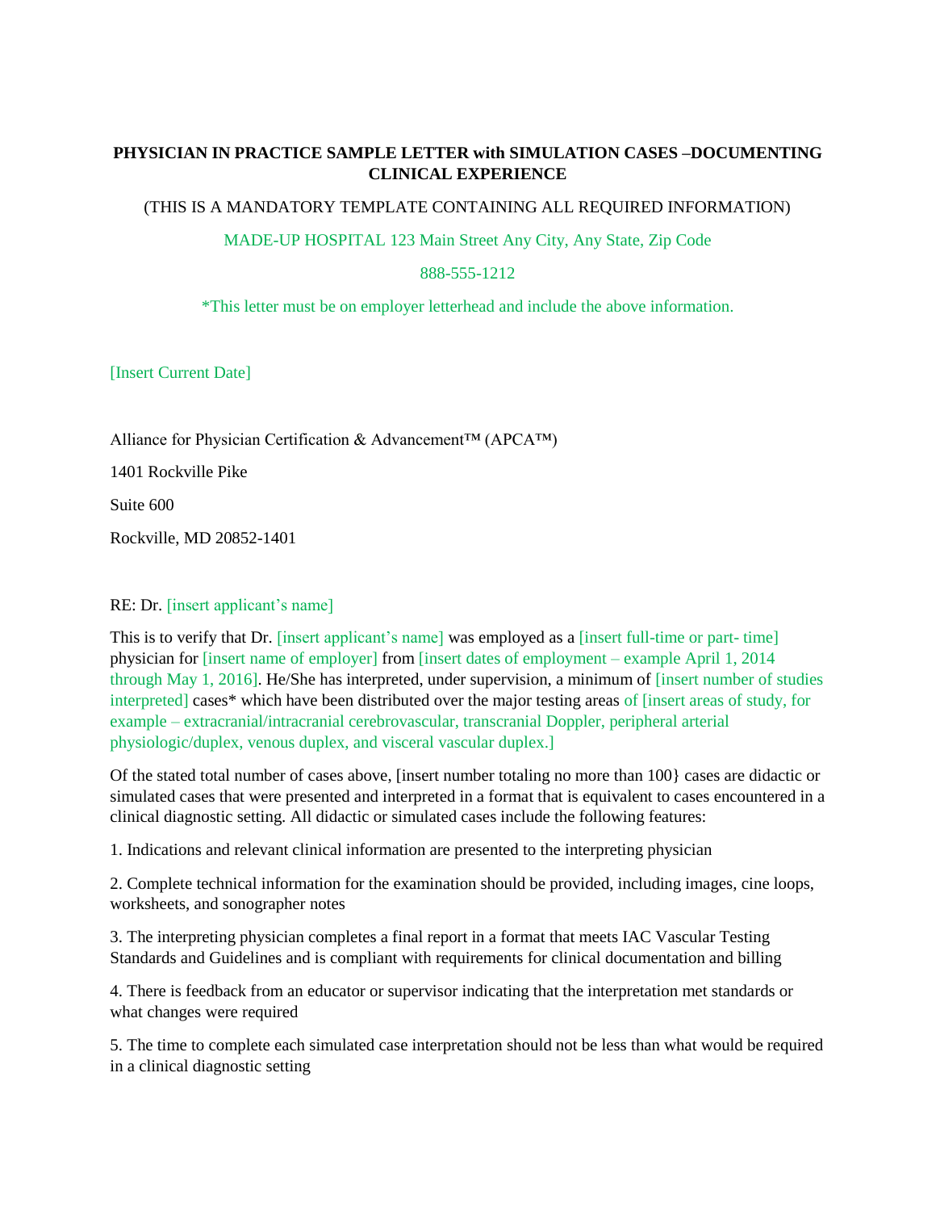**PHYSICIAN IN PRACTICE SAMPLE LETTER with SIMULATION CASES –DOCUMENTING CLINICAL EXPERIENCE**

(THIS IS A MANDATORY TEMPLATE CONTAINING ALL REQUIRED INFORMATION)

MADE-UP HOSPITAL 123 Main Street Any City, Any State, Zip Code

888-555-1212

*This letter must be on employer letterhead and include the above information.

[Insert Current Date]

Alliance for Physician Certification & Advancement™ (APCA™)

1401 Rockville Pike

Suite 600

Rockville, MD 20852-1401

RE: Dr. [insert applicant's name]

This is to verify that Dr. [insert applicant's name] was employed as a [insert full-time or part- time] physician for [insert name of employer] from [insert dates of employment – example April 1, 2014 through May 1, 2016]. He/She has interpreted, under supervision, a minimum of [insert number of studies interpreted] cases* which have been distributed over the major testing areas of [insert areas of study, for example – extracranial/intracranial cerebrovascular, transcranial Doppler, peripheral arterial physiologic/duplex, venous duplex, and visceral vascular duplex.]

Of the stated total number of cases above, [insert number totaling no more than 100} cases are didactic or simulated cases that were presented and interpreted in a format that is equivalent to cases encountered in a clinical diagnostic setting. All didactic or simulated cases include the following features:

1. Indications and relevant clinical information are presented to the interpreting physician

2. Complete technical information for the examination should be provided, including images, cine loops, worksheets, and sonographer notes

3. The interpreting physician completes a final report in a format that meets IAC Vascular Testing Standards and Guidelines and is compliant with requirements for clinical documentation and billing

4. There is feedback from an educator or supervisor indicating that the interpretation met standards or what changes were required

5. The time to complete each simulated case interpretation should not be less than what would be required in a clinical diagnostic setting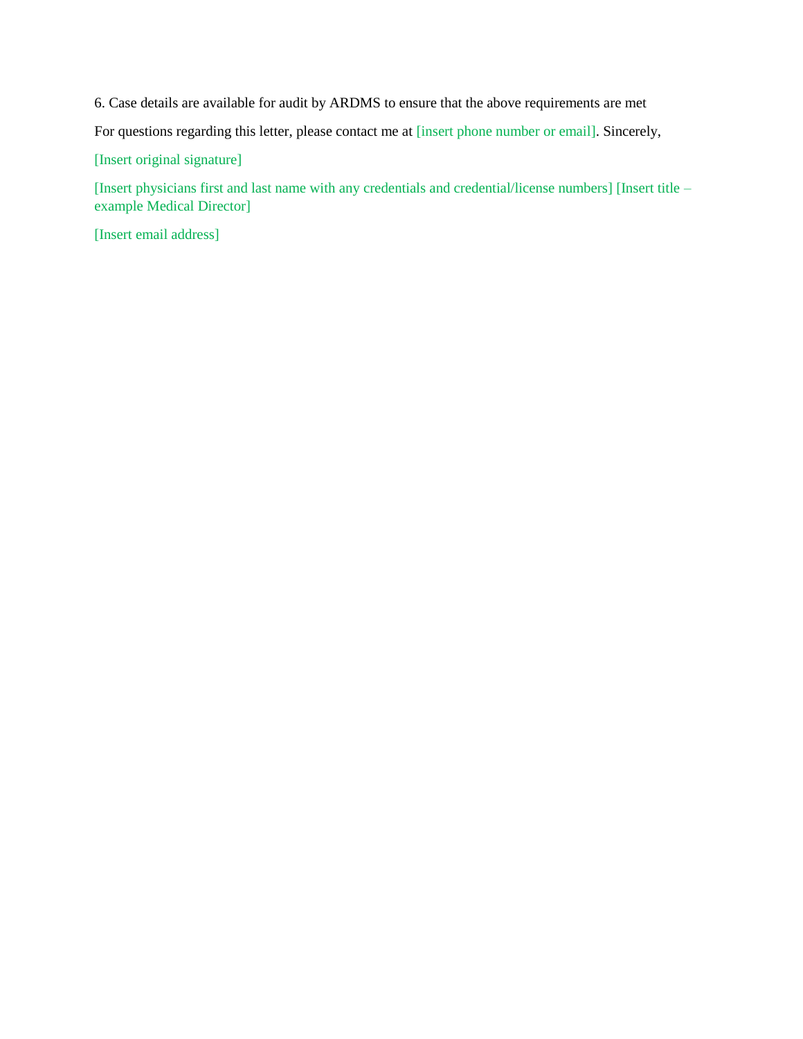6. Case details are available for audit by ARDMS to ensure that the above requirements are met

For questions regarding this letter, please contact me at [insert phone number or email]. Sincerely,

[Insert original signature]

[Insert physicians first and last name with any credentials and credential/license numbers] [Insert title – example Medical Director]

[Insert email address]